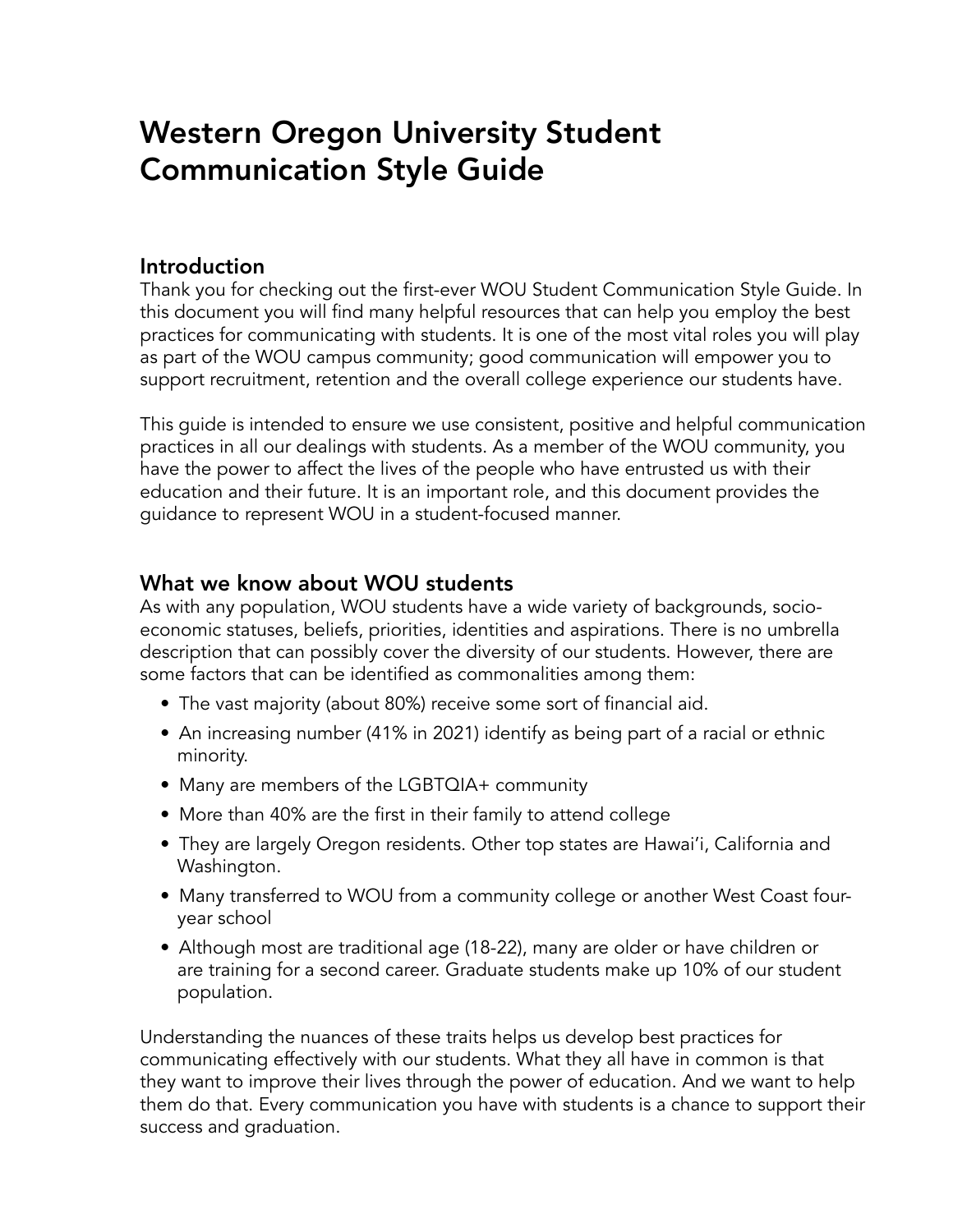# Western Oregon University Student Communication Style Guide

## Introduction

Thank you for checking out the first-ever WOU Student Communication Style Guide. In this document you will find many helpful resources that can help you employ the best practices for communicating with students. It is one of the most vital roles you will play as part of the WOU campus community; good communication will empower you to support recruitment, retention and the overall college experience our students have.

This guide is intended to ensure we use consistent, positive and helpful communication practices in all our dealings with students. As a member of the WOU community, you have the power to affect the lives of the people who have entrusted us with their education and their future. It is an important role, and this document provides the guidance to represent WOU in a student-focused manner.

## What we know about WOU students

As with any population, WOU students have a wide variety of backgrounds, socio-economic statuses, beliefs, priorities, identities and aspirations. There is no umbrella description that can possibly cover the diversity of our students. However, there are some factors that can be identified as commonalities among them:

- The vast majority (about 80%) receive some sort of financial aid.
- An increasing number (41% in 2021) identify as being part of a racial or ethnic minority.
- Many are members of the LGBTQIA+ community
- More than 40% are the first in their family to attend college
- They are largely Oregon residents. Other top states are Hawai'i, California and Washington.
- Many transferred to WOU from a community college or another West Coast four-year school
- Although most are traditional age (18-22), many are older or have children or are training for a second career. Graduate students make up 10% of our student population.

Understanding the nuances of these traits helps us develop best practices for communicating effectively with our students. What they all have in common is that they want to improve their lives through the power of education. And we want to help them do that. Every communication you have with students is a chance to support their success and graduation.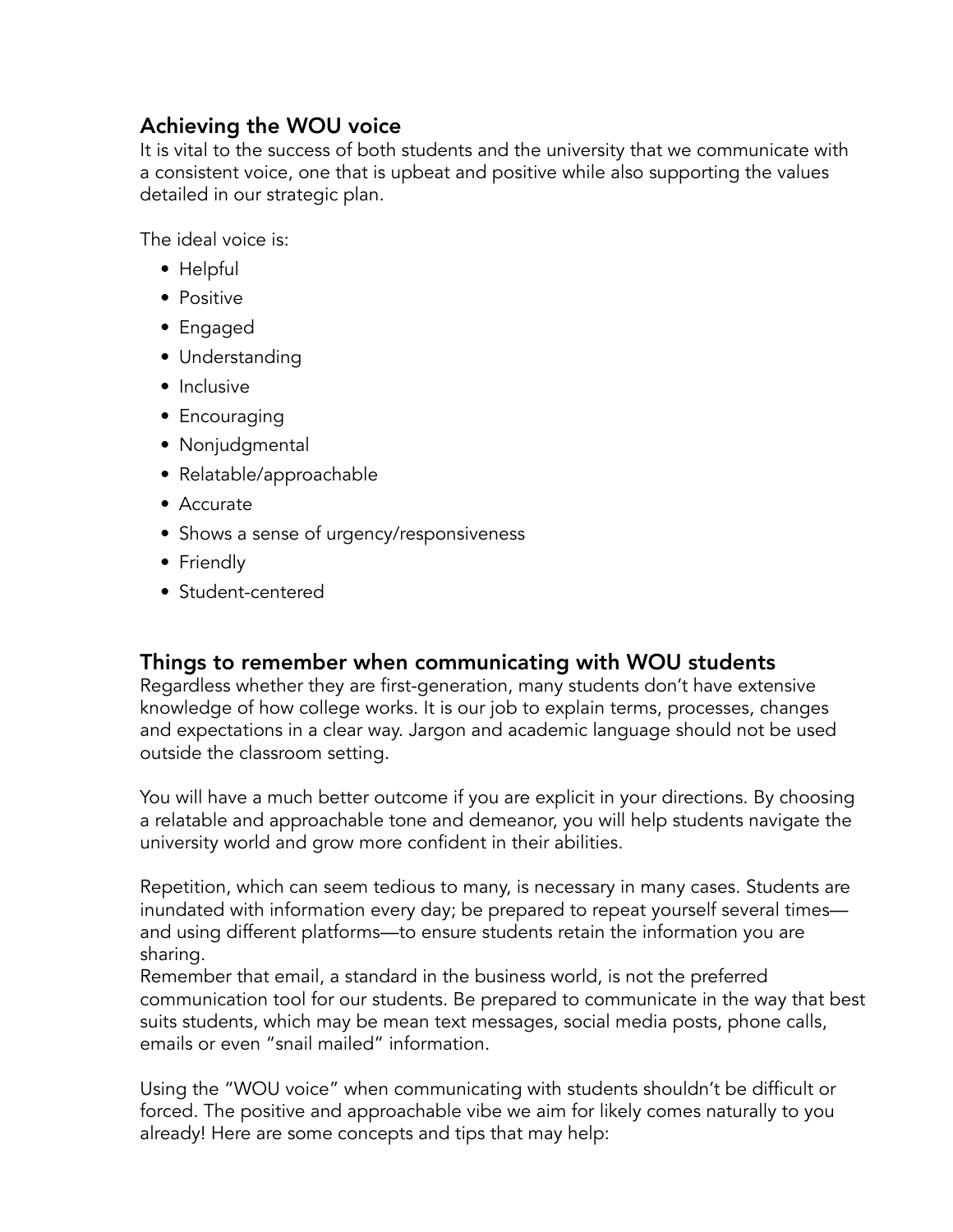## Achieving the WOU voice

It is vital to the success of both students and the university that we communicate with a consistent voice, one that is upbeat and positive while also supporting the values detailed in our strategic plan.

The ideal voice is:

- Helpful
- Positive
- Engaged
- Understanding
- Inclusive
- Encouraging
- Nonjudgmental
- Relatable/approachable
- Accurate
- Shows a sense of urgency/responsiveness
- Friendly
- Student-centered

## Things to remember when communicating with WOU students

Regardless whether they are first-generation, many students don't have extensive knowledge of how college works. It is our job to explain terms, processes, changes and expectations in a clear way. Jargon and academic language should not be used outside the classroom setting.

You will have a much better outcome if you are explicit in your directions. By choosing a relatable and approachable tone and demeanor, you will help students navigate the university world and grow more confident in their abilities.

Repetition, which can seem tedious to many, is necessary in many cases. Students are inundated with information every day; be prepared to repeat yourself several times—and using different platforms—to ensure students retain the information you are sharing.

Remember that email, a standard in the business world, is not the preferred communication tool for our students. Be prepared to communicate in the way that best suits students, which may be mean text messages, social media posts, phone calls, emails or even "snail mailed" information.

Using the "WOU voice" when communicating with students shouldn't be difficult or forced. The positive and approachable vibe we aim for likely comes naturally to you already! Here are some concepts and tips that may help: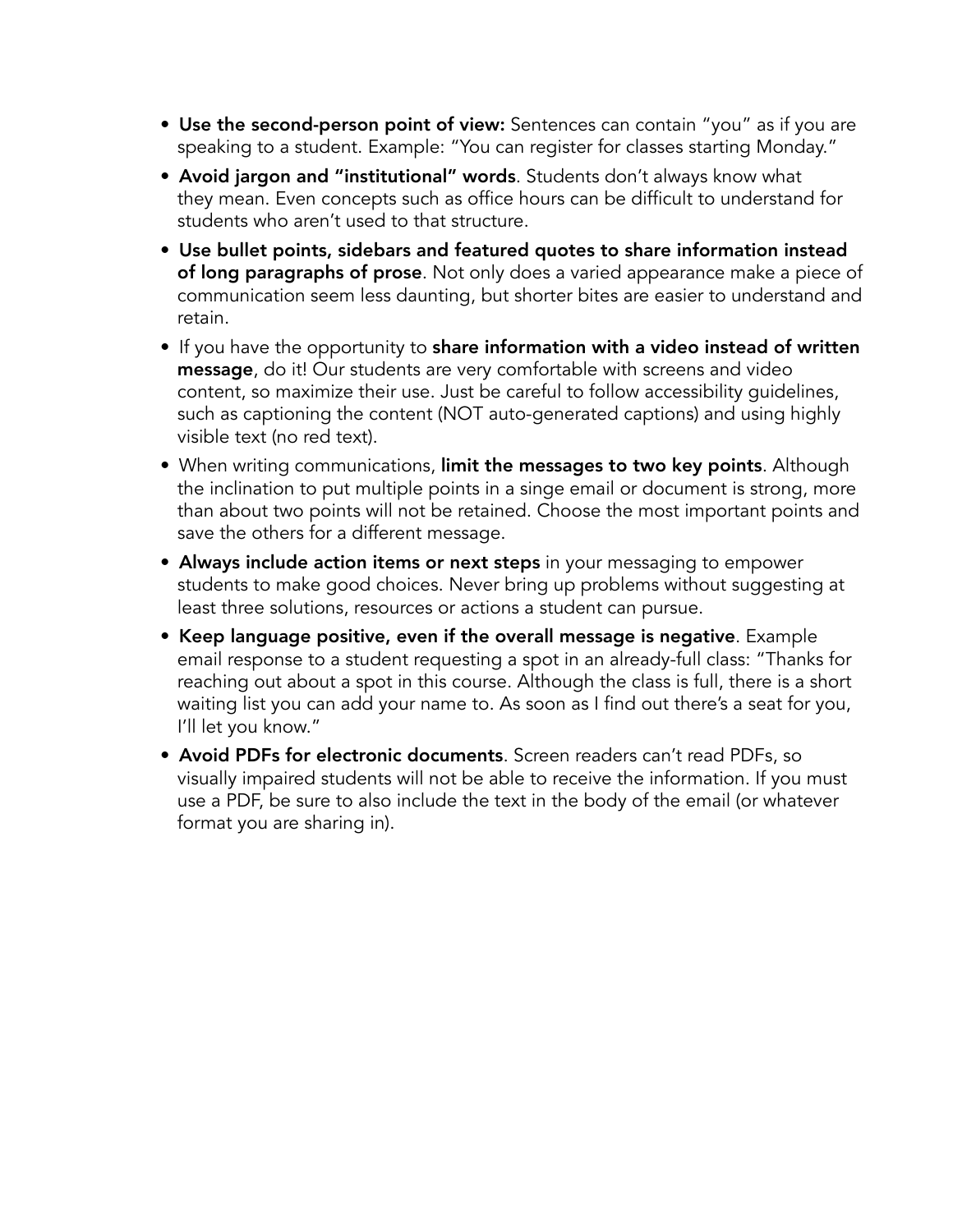- **Use the second-person point of view:** Sentences can contain "you" as if you are speaking to a student. Example: "You can register for classes starting Monday."
- **Avoid jargon and "institutional" words**. Students don't always know what they mean. Even concepts such as office hours can be difficult to understand for students who aren't used to that structure.
- **Use bullet points, sidebars and featured quotes to share information instead of long paragraphs of prose**. Not only does a varied appearance make a piece of communication seem less daunting, but shorter bites are easier to understand and retain.
- If you have the opportunity to **share information with a video instead of written message**, do it! Our students are very comfortable with screens and video content, so maximize their use. Just be careful to follow accessibility guidelines, such as captioning the content (NOT auto-generated captions) and using highly visible text (no red text).
- When writing communications, **limit the messages to two key points**. Although the inclination to put multiple points in a singe email or document is strong, more than about two points will not be retained. Choose the most important points and save the others for a different message.
- **Always include action items or next steps** in your messaging to empower students to make good choices. Never bring up problems without suggesting at least three solutions, resources or actions a student can pursue.
- **Keep language positive, even if the overall message is negative**. Example email response to a student requesting a spot in an already-full class: "Thanks for reaching out about a spot in this course. Although the class is full, there is a short waiting list you can add your name to. As soon as I find out there's a seat for you, I'll let you know."
- **Avoid PDFs for electronic documents**. Screen readers can't read PDFs, so visually impaired students will not be able to receive the information. If you must use a PDF, be sure to also include the text in the body of the email (or whatever format you are sharing in).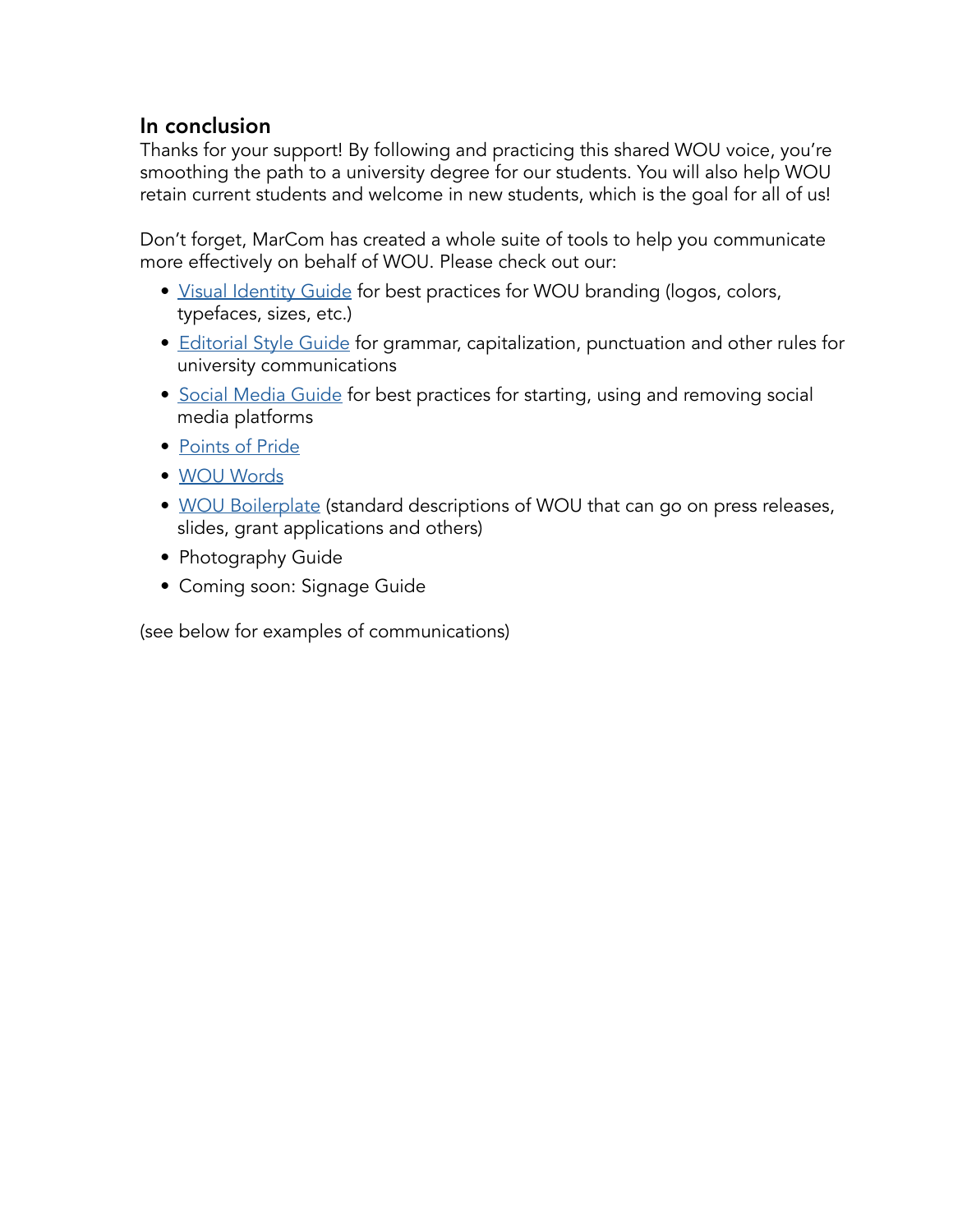## In conclusion

Thanks for your support! By following and practicing this shared WOU voice, you're smoothing the path to a university degree for our students. You will also help WOU retain current students and welcome in new students, which is the goal for all of us!

Don't forget, MarCom has created a whole suite of tools to help you communicate more effectively on behalf of WOU. Please check out our:

- Visual Identity Guide for best practices for WOU branding (logos, colors, typefaces, sizes, etc.)
- Editorial Style Guide for grammar, capitalization, punctuation and other rules for university communications
- Social Media Guide for best practices for starting, using and removing social media platforms
- Points of Pride
- WOU Words
- WOU Boilerplate (standard descriptions of WOU that can go on press releases, slides, grant applications and others)
- Photography Guide
- Coming soon: Signage Guide

(see below for examples of communications)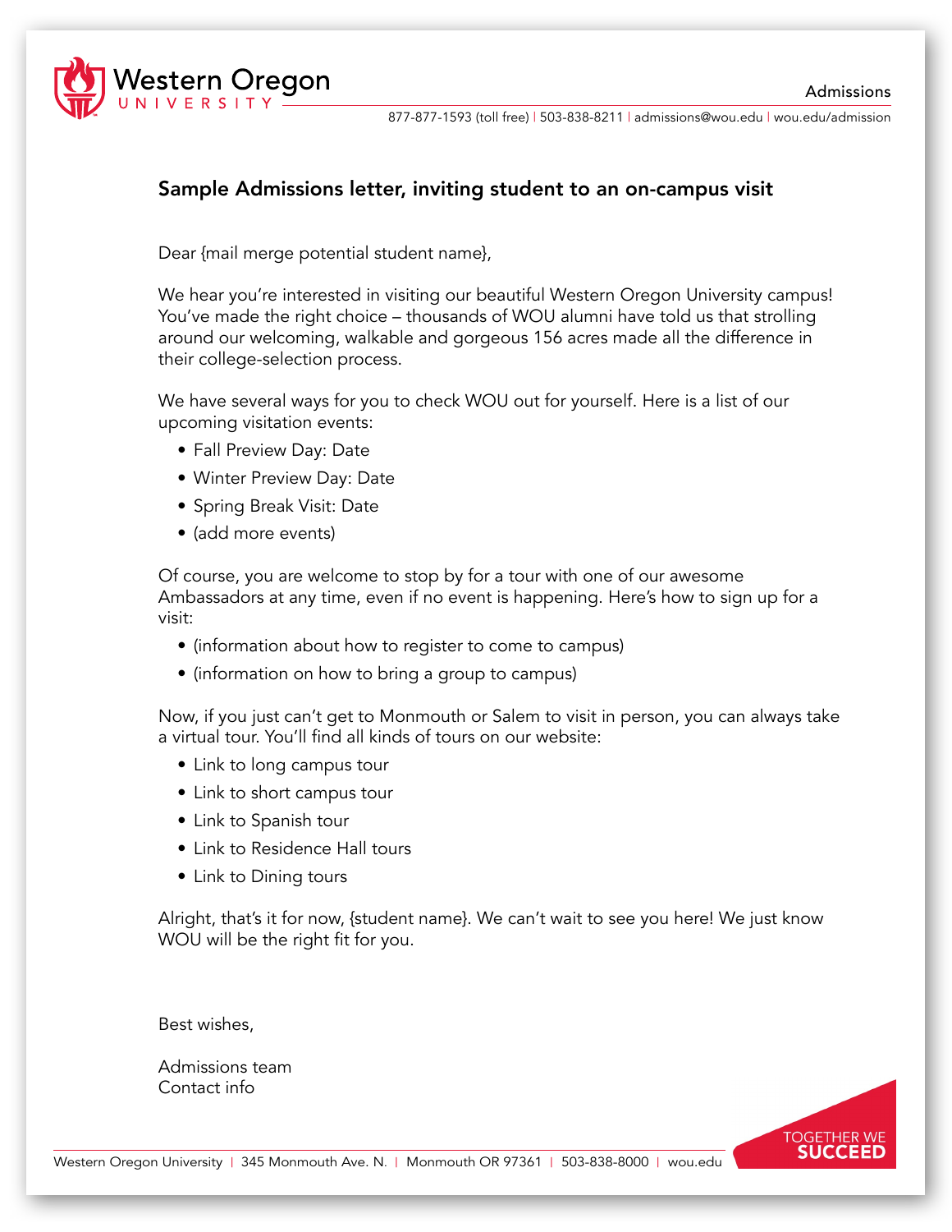### Sample Admissions letter, inviting student to an on-campus visit

Dear {mail merge potential student name},

We hear you're interested in visiting our beautiful Western Oregon University campus! You've made the right choice – thousands of WOU alumni have told us that strolling around our welcoming, walkable and gorgeous 156 acres made all the difference in their college-selection process.

We have several ways for you to check WOU out for yourself. Here is a list of our upcoming visitation events:

- Fall Preview Day: Date
- Winter Preview Day: Date
- Spring Break Visit: Date
- (add more events)

Of course, you are welcome to stop by for a tour with one of our awesome Ambassadors at any time, even if no event is happening. Here's how to sign up for a visit:

- (information about how to register to come to campus)
- (information on how to bring a group to campus)

Now, if you just can't get to Monmouth or Salem to visit in person, you can always take a virtual tour. You'll find all kinds of tours on our website:

- Link to long campus tour
- Link to short campus tour
- Link to Spanish tour
- Link to Residence Hall tours
- Link to Dining tours

Alright, that's it for now, {student name}. We can't wait to see you here! We just know WOU will be the right fit for you.

Best wishes,

Admissions team
Contact info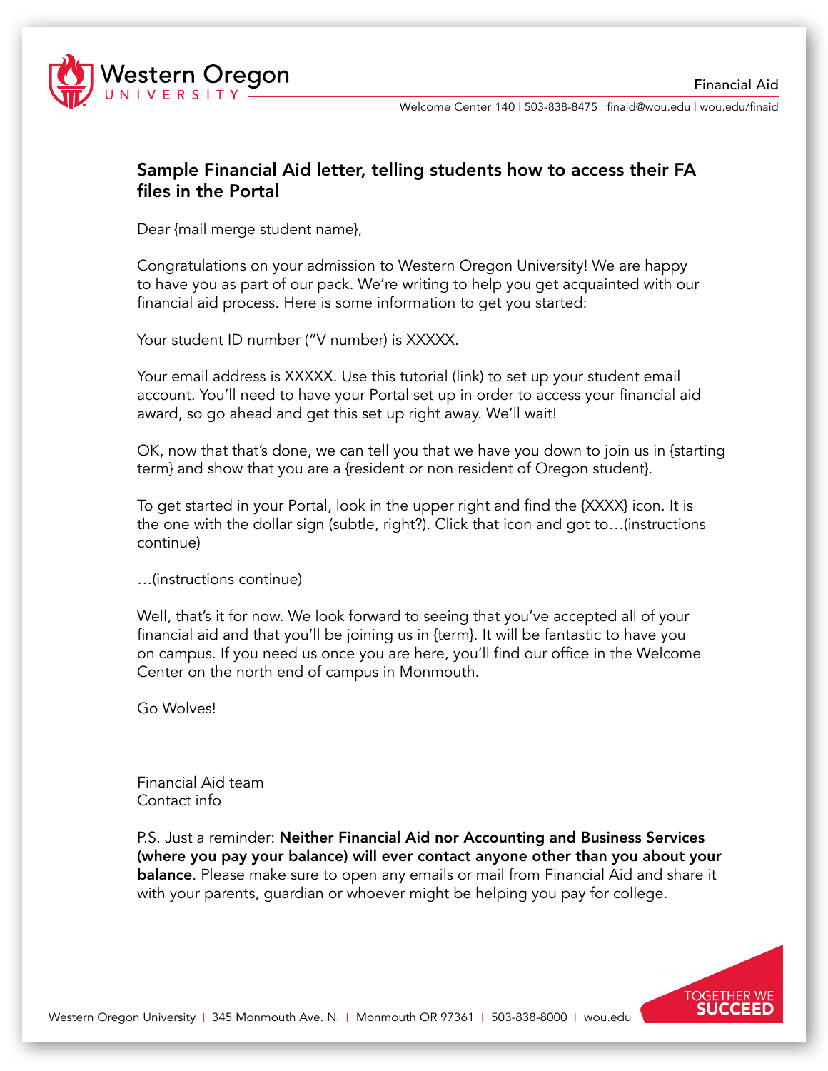## Sample Financial Aid letter, telling students how to access their FA files in the Portal

Dear {mail merge student name},

Congratulations on your admission to Western Oregon University! We are happy to have you as part of our pack. We're writing to help you get acquainted with our financial aid process. Here is some information to get you started:

Your student ID number ("V number) is XXXXX.

Your email address is XXXXX. Use this tutorial (link) to set up your student email account. You'll need to have your Portal set up in order to access your financial aid award, so go ahead and get this set up right away. We'll wait!

OK, now that that's done, we can tell you that we have you down to join us in {starting term} and show that you are a {resident or non resident of Oregon student}.

To get started in your Portal, look in the upper right and find the {XXXX} icon. It is the one with the dollar sign (subtle, right?). Click that icon and got to…(instructions continue)

…(instructions continue)

Well, that's it for now. We look forward to seeing that you've accepted all of your financial aid and that you'll be joining us in {term}. It will be fantastic to have you on campus. If you need us once you are here, you'll find our office in the Welcome Center on the north end of campus in Monmouth.

Go Wolves!

Financial Aid team
Contact info

P.S. Just a reminder: **Neither Financial Aid nor Accounting and Business Services (where you pay your balance) will ever contact anyone other than you about your balance**. Please make sure to open any emails or mail from Financial Aid and share it with your parents, guardian or whoever might be helping you pay for college.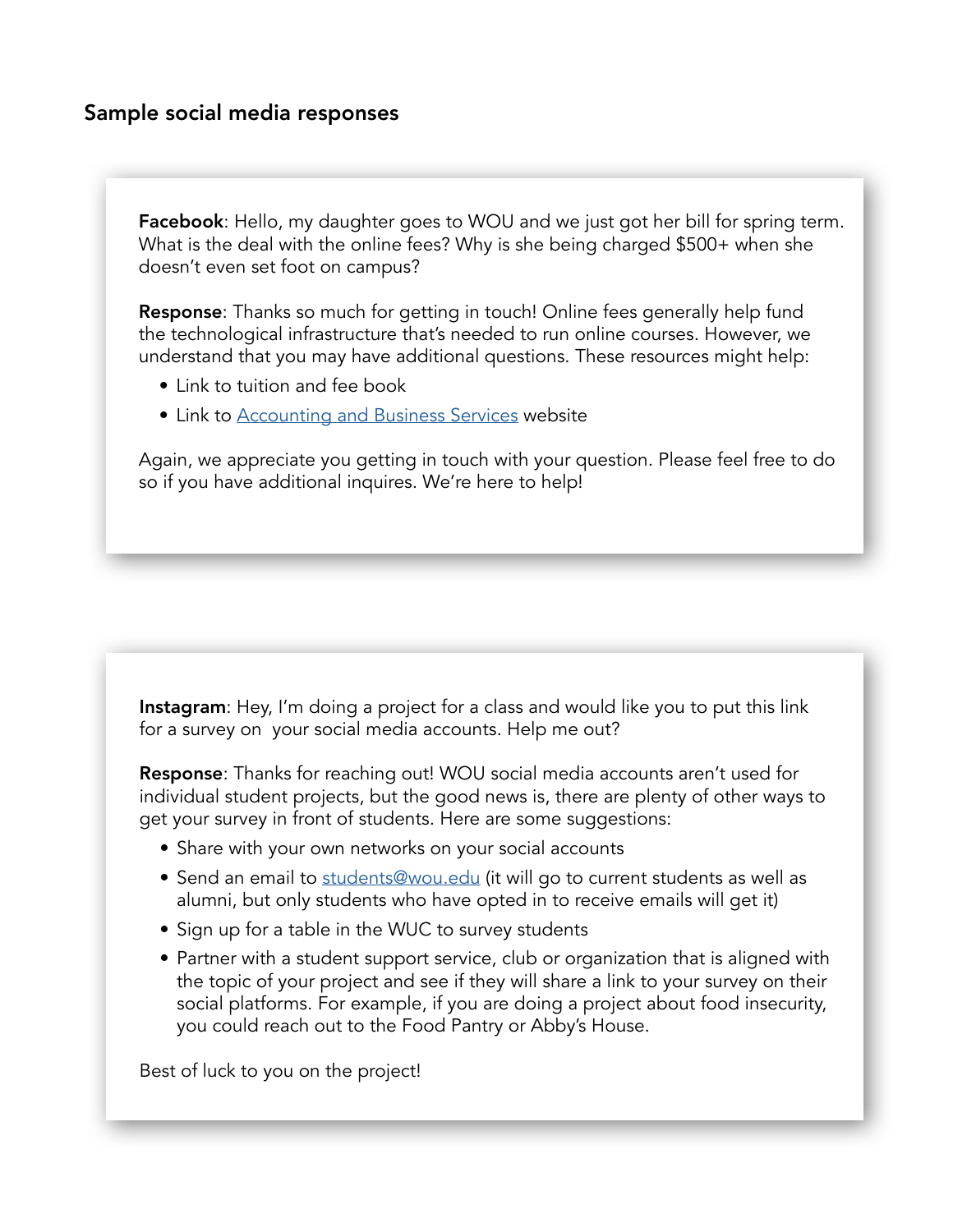## Sample social media responses

**Facebook**: Hello, my daughter goes to WOU and we just got her bill for spring term. What is the deal with the online fees? Why is she being charged $500+ when she doesn't even set foot on campus?

**Response**: Thanks so much for getting in touch! Online fees generally help fund the technological infrastructure that's needed to run online courses. However, we understand that you may have additional questions. These resources might help:

- Link to tuition and fee book
- Link to [Accounting and Business Services]() website

Again, we appreciate you getting in touch with your question. Please feel free to do so if you have additional inquires. We're here to help!

**Instagram**: Hey, I'm doing a project for a class and would like you to put this link for a survey on your social media accounts. Help me out?

**Response**: Thanks for reaching out! WOU social media accounts aren't used for individual student projects, but the good news is, there are plenty of other ways to get your survey in front of students. Here are some suggestions:

- Share with your own networks on your social accounts
- Send an email to students@wou.edu (it will go to current students as well as alumni, but only students who have opted in to receive emails will get it)
- Sign up for a table in the WUC to survey students
- Partner with a student support service, club or organization that is aligned with the topic of your project and see if they will share a link to your survey on their social platforms. For example, if you are doing a project about food insecurity, you could reach out to the Food Pantry or Abby's House.

Best of luck to you on the project!